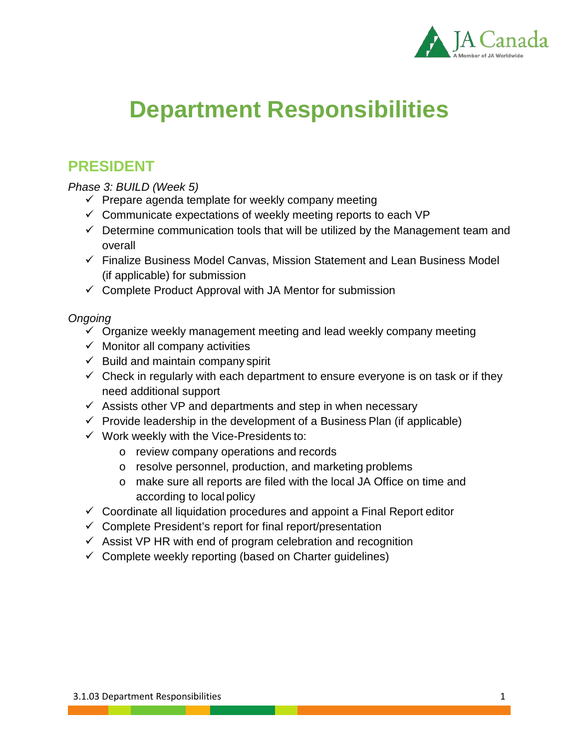# Department Responsibilities

## PRESIDENT

*Phase 3: BUILD (Week 5)*

- ✓ Prepare agenda template for weekly company meeting
- ✓ Communicate expectations of weekly meeting reports to each VP
- ✓ Determine communication tools that will be utilized by the Management team and overall
- ✓ Finalize Business Model Canvas, Mission Statement and Lean Business Model (if applicable) for submission
- ✓ Complete Product Approval with JA Mentor for submission

*Ongoing*

- ✓ Organize weekly management meeting and lead weekly company meeting
- ✓ Monitor all company activities
- ✓ Build and maintain company spirit
- ✓ Check in regularly with each department to ensure everyone is on task or if they need additional support
- ✓ Assists other VP and departments and step in when necessary
- ✓ Provide leadership in the development of a Business Plan (if applicable)
- ✓ Work weekly with the Vice-Presidents to:
  - review company operations and records
  - resolve personnel, production, and marketing problems
  - make sure all reports are filed with the local JA Office on time and according to local policy
- ✓ Coordinate all liquidation procedures and appoint a Final Report editor
- ✓ Complete President's report for final report/presentation
- ✓ Assist VP HR with end of program celebration and recognition
- ✓ Complete weekly reporting (based on Charter guidelines)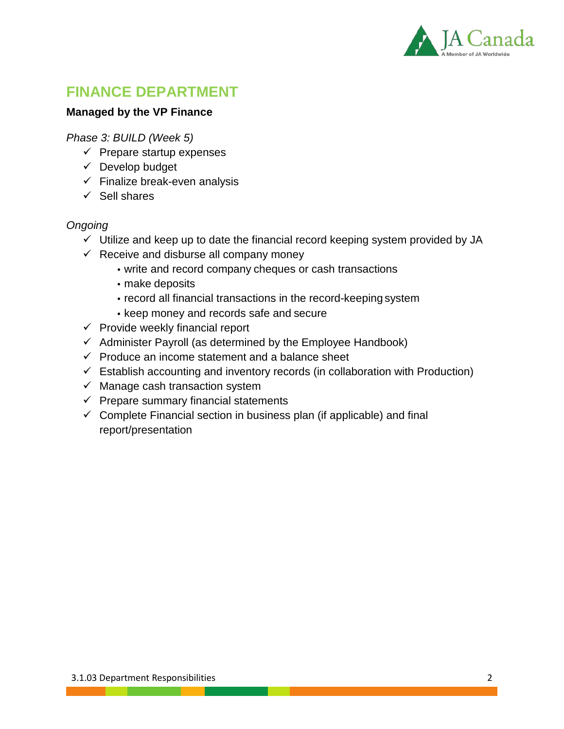## FINANCE DEPARTMENT

**Managed by the VP Finance**

*Phase 3: BUILD (Week 5)*

- ✓ Prepare startup expenses
- ✓ Develop budget
- ✓ Finalize break-even analysis
- ✓ Sell shares

*Ongoing*

- ✓ Utilize and keep up to date the financial record keeping system provided by JA
- ✓ Receive and disburse all company money
  - write and record company cheques or cash transactions
  - make deposits
  - record all financial transactions in the record-keeping system
  - keep money and records safe and secure
- ✓ Provide weekly financial report
- ✓ Administer Payroll (as determined by the Employee Handbook)
- ✓ Produce an income statement and a balance sheet
- ✓ Establish accounting and inventory records (in collaboration with Production)
- ✓ Manage cash transaction system
- ✓ Prepare summary financial statements
- ✓ Complete Financial section in business plan (if applicable) and final report/presentation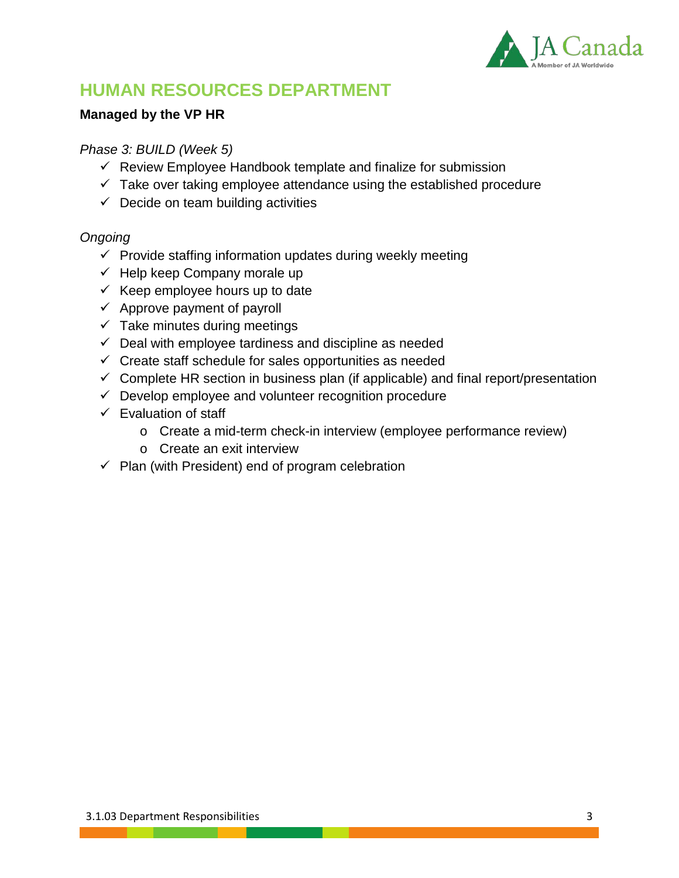## HUMAN RESOURCES DEPARTMENT

**Managed by the VP HR**

*Phase 3: BUILD (Week 5)*

- ✓ Review Employee Handbook template and finalize for submission
- ✓ Take over taking employee attendance using the established procedure
- ✓ Decide on team building activities

*Ongoing*

- ✓ Provide staffing information updates during weekly meeting
- ✓ Help keep Company morale up
- ✓ Keep employee hours up to date
- ✓ Approve payment of payroll
- ✓ Take minutes during meetings
- ✓ Deal with employee tardiness and discipline as needed
- ✓ Create staff schedule for sales opportunities as needed
- ✓ Complete HR section in business plan (if applicable) and final report/presentation
- ✓ Develop employee and volunteer recognition procedure
- ✓ Evaluation of staff
  - Create a mid-term check-in interview (employee performance review)
  - Create an exit interview
- ✓ Plan (with President) end of program celebration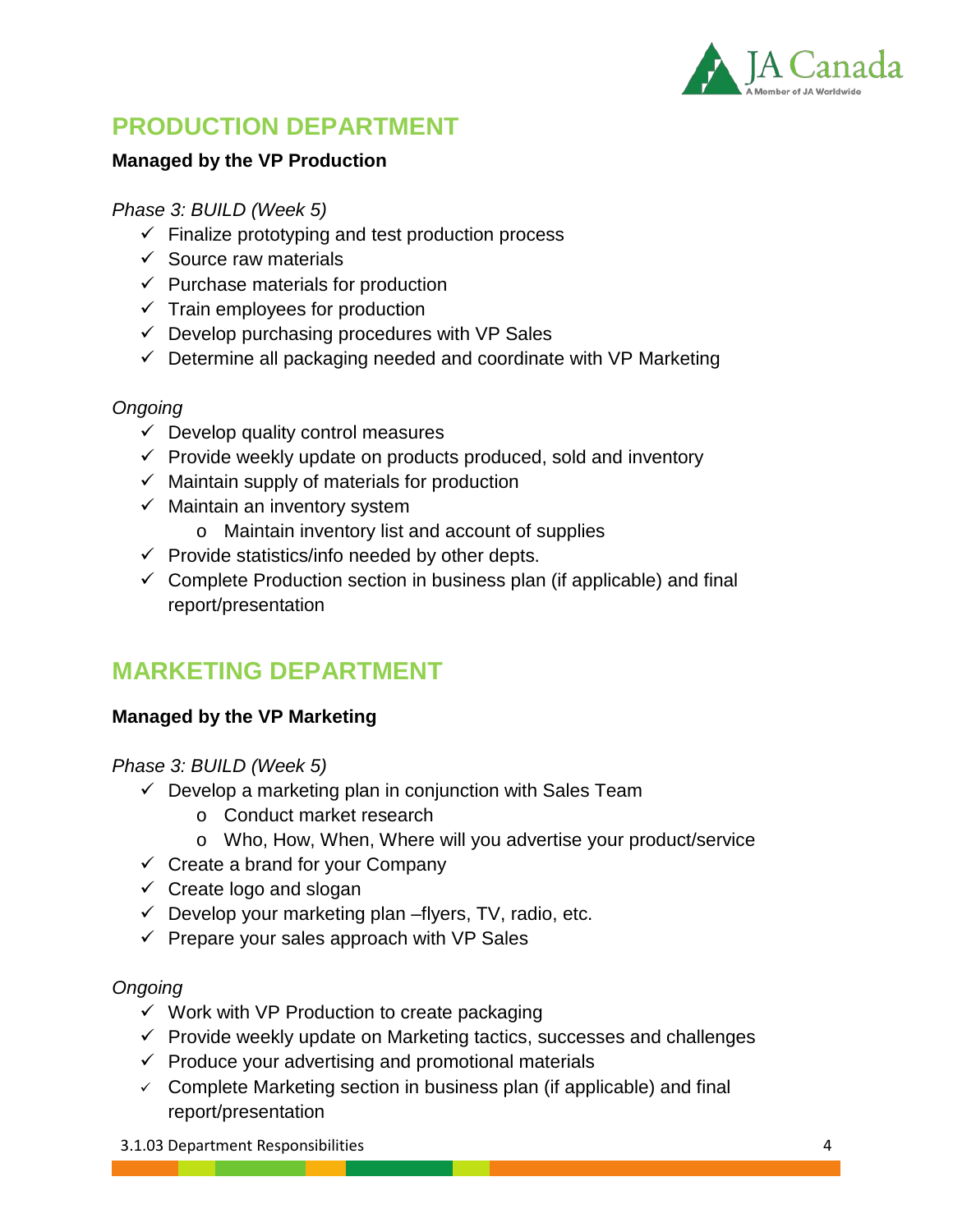## PRODUCTION DEPARTMENT

**Managed by the VP Production**

*Phase 3: BUILD (Week 5)*

- ✓ Finalize prototyping and test production process
- ✓ Source raw materials
- ✓ Purchase materials for production
- ✓ Train employees for production
- ✓ Develop purchasing procedures with VP Sales
- ✓ Determine all packaging needed and coordinate with VP Marketing

*Ongoing*

- ✓ Develop quality control measures
- ✓ Provide weekly update on products produced, sold and inventory
- ✓ Maintain supply of materials for production
- ✓ Maintain an inventory system
  - o Maintain inventory list and account of supplies
- ✓ Provide statistics/info needed by other depts.
- ✓ Complete Production section in business plan (if applicable) and final report/presentation

## MARKETING DEPARTMENT

**Managed by the VP Marketing**

*Phase 3: BUILD (Week 5)*

- ✓ Develop a marketing plan in conjunction with Sales Team
  - o Conduct market research
  - o Who, How, When, Where will you advertise your product/service
- ✓ Create a brand for your Company
- ✓ Create logo and slogan
- ✓ Develop your marketing plan –flyers, TV, radio, etc.
- ✓ Prepare your sales approach with VP Sales

*Ongoing*

- ✓ Work with VP Production to create packaging
- ✓ Provide weekly update on Marketing tactics, successes and challenges
- ✓ Produce your advertising and promotional materials
- ✓ Complete Marketing section in business plan (if applicable) and final report/presentation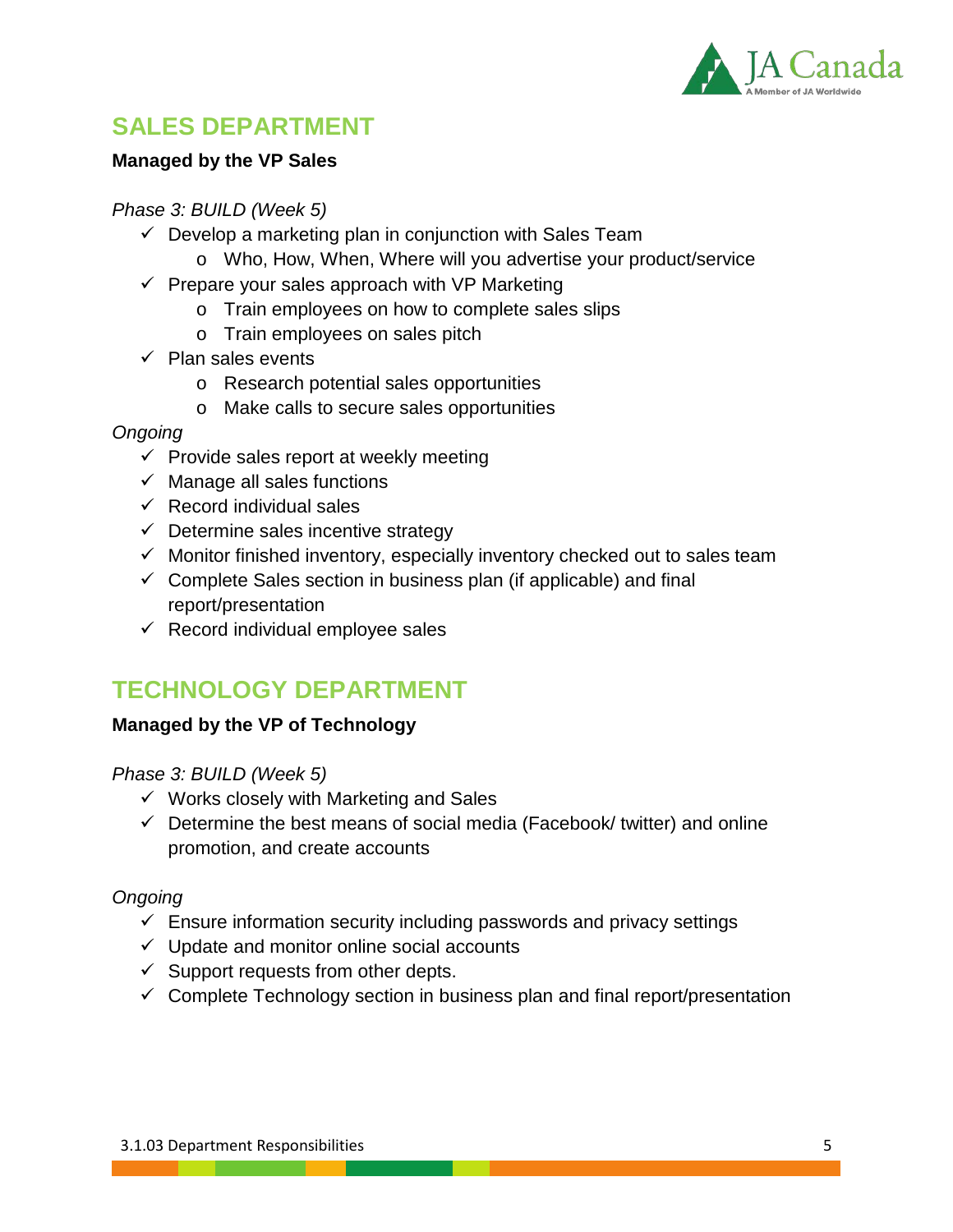## SALES DEPARTMENT

**Managed by the VP Sales**

*Phase 3: BUILD (Week 5)*

- ✓ Develop a marketing plan in conjunction with Sales Team
  - o Who, How, When, Where will you advertise your product/service
- ✓ Prepare your sales approach with VP Marketing
  - o Train employees on how to complete sales slips
  - o Train employees on sales pitch
- ✓ Plan sales events
  - o Research potential sales opportunities
  - o Make calls to secure sales opportunities

*Ongoing*

- ✓ Provide sales report at weekly meeting
- ✓ Manage all sales functions
- ✓ Record individual sales
- ✓ Determine sales incentive strategy
- ✓ Monitor finished inventory, especially inventory checked out to sales team
- ✓ Complete Sales section in business plan (if applicable) and final report/presentation
- ✓ Record individual employee sales

## TECHNOLOGY DEPARTMENT

**Managed by the VP of Technology**

*Phase 3: BUILD (Week 5)*

- ✓ Works closely with Marketing and Sales
- ✓ Determine the best means of social media (Facebook/ twitter) and online promotion, and create accounts

*Ongoing*

- ✓ Ensure information security including passwords and privacy settings
- ✓ Update and monitor online social accounts
- ✓ Support requests from other depts.
- ✓ Complete Technology section in business plan and final report/presentation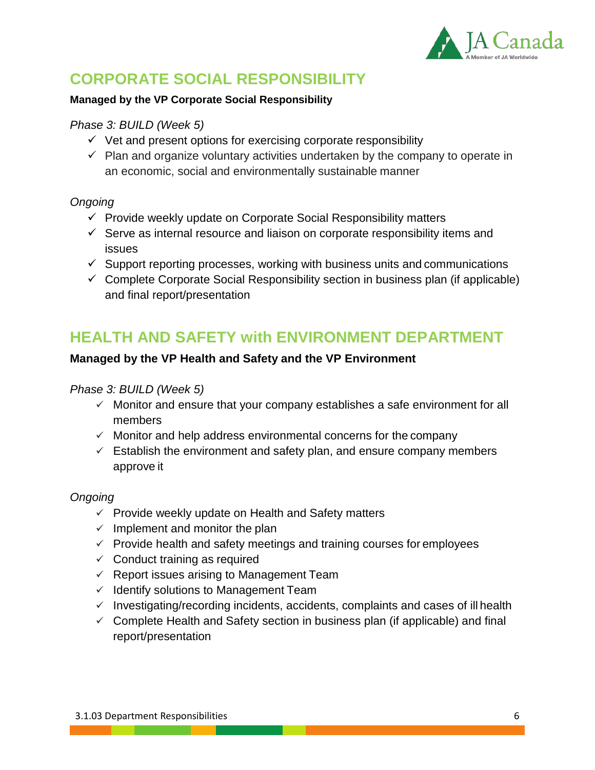## CORPORATE SOCIAL RESPONSIBILITY

**Managed by the VP Corporate Social Responsibility**

*Phase 3: BUILD (Week 5)*

- ✓ Vet and present options for exercising corporate responsibility
- ✓ Plan and organize voluntary activities undertaken by the company to operate in an economic, social and environmentally sustainable manner

*Ongoing*

- ✓ Provide weekly update on Corporate Social Responsibility matters
- ✓ Serve as internal resource and liaison on corporate responsibility items and issues
- ✓ Support reporting processes, working with business units and communications
- ✓ Complete Corporate Social Responsibility section in business plan (if applicable) and final report/presentation

## HEALTH AND SAFETY with ENVIRONMENT DEPARTMENT

**Managed by the VP Health and Safety and the VP Environment**

*Phase 3: BUILD (Week 5)*

- ✓ Monitor and ensure that your company establishes a safe environment for all members
- ✓ Monitor and help address environmental concerns for the company
- ✓ Establish the environment and safety plan, and ensure company members approve it

*Ongoing*

- ✓ Provide weekly update on Health and Safety matters
- ✓ Implement and monitor the plan
- ✓ Provide health and safety meetings and training courses for employees
- ✓ Conduct training as required
- ✓ Report issues arising to Management Team
- ✓ Identify solutions to Management Team
- ✓ Investigating/recording incidents, accidents, complaints and cases of ill health
- ✓ Complete Health and Safety section in business plan (if applicable) and final report/presentation